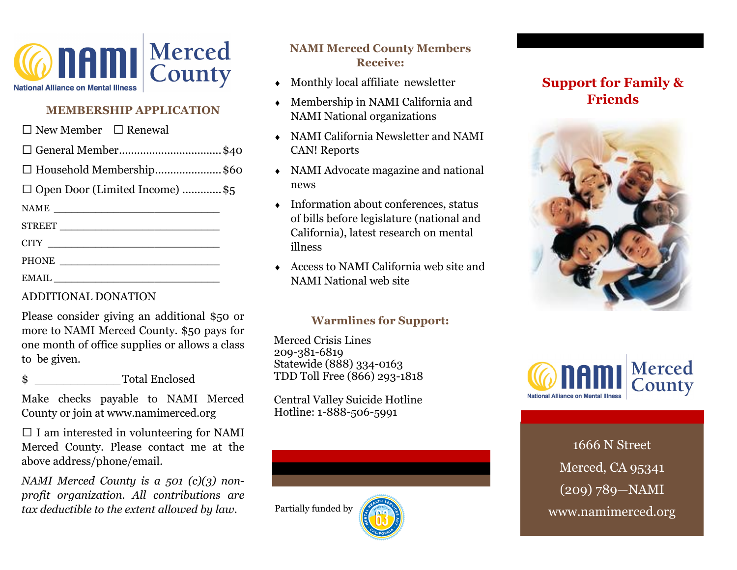# NAMI Merced County

National Alliance on Mental Illness

## MEMBERSHIP APPLICATION

☐ New Member ☐ Renewal

☐ General Member................................$40

☐ Household Membership.....................$60

☐ Open Door (Limited Income) ............$5

NAME ___________________________

STREET __________________________

CITY ____________________________

PHONE ___________________________

EMAIL ___________________________

ADDITIONAL DONATION

Please consider giving an additional $50 or more to NAMI Merced County. $50 pays for one month of office supplies or allows a class to be given.

$ ____________ Total Enclosed

Make checks payable to NAMI Merced County or join at www.namimerced.org

☐ I am interested in volunteering for NAMI Merced County. Please contact me at the above address/phone/email.

*NAMI Merced County is a 501 (c)(3) non-profit organization. All contributions are tax deductible to the extent allowed by law.*

## NAMI Merced County Members Receive:

- Monthly local affiliate newsletter
- Membership in NAMI California and NAMI National organizations
- NAMI California Newsletter and NAMI CAN! Reports
- NAMI Advocate magazine and national news
- Information about conferences, status of bills before legislature (national and California), latest research on mental illness
- Access to NAMI California web site and NAMI National web site

## Warmlines for Support:

Merced Crisis Lines
209-381-6819
Statewide (888) 334-0163
TDD Toll Free (866) 293-1818

Central Valley Suicide Hotline
Hotline: 1-888-506-5991

Partially funded by

## Support for Family & Friends

NAMI Merced County

National Alliance on Mental Illness

1666 N Street
Merced, CA 95341
(209) 789—NAMI
www.namimerced.org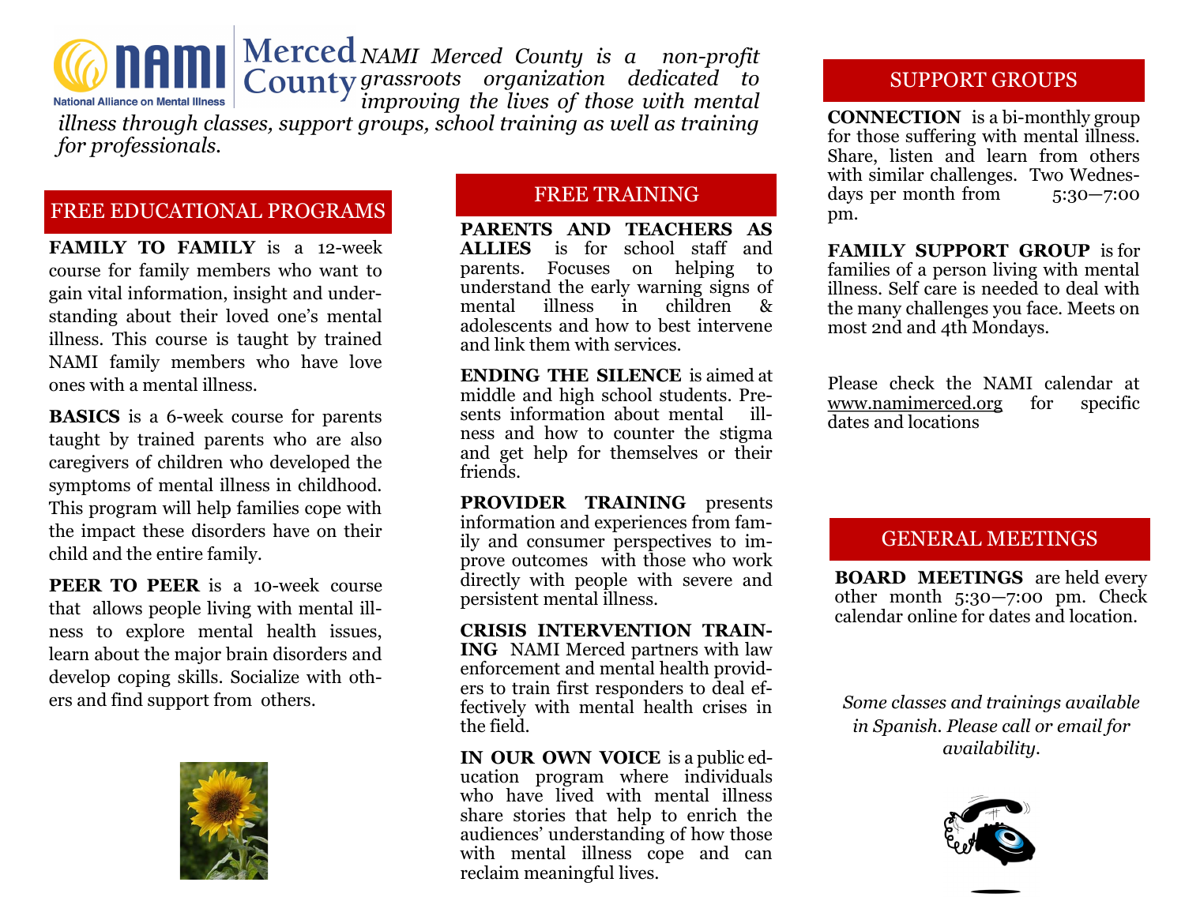NAMI Merced County

*NAMI Merced County is a non-profit grassroots organization dedicated to improving the lives of those with mental illness through classes, support groups, school training as well as training for professionals.*

## FREE EDUCATIONAL PROGRAMS

**FAMILY TO FAMILY** is a 12-week course for family members who want to gain vital information, insight and understanding about their loved one's mental illness. This course is taught by trained NAMI family members who have love ones with a mental illness.

**BASICS** is a 6-week course for parents taught by trained parents who are also caregivers of children who developed the symptoms of mental illness in childhood. This program will help families cope with the impact these disorders have on their child and the entire family.

**PEER TO PEER** is a 10-week course that allows people living with mental illness to explore mental health issues, learn about the major brain disorders and develop coping skills. Socialize with others and find support from others.

## FREE TRAINING

**PARENTS AND TEACHERS AS ALLIES** is for school staff and parents. Focuses on helping to understand the early warning signs of mental illness in children & adolescents and how to best intervene and link them with services.

**ENDING THE SILENCE** is aimed at middle and high school students. Presents information about mental illness and how to counter the stigma and get help for themselves or their friends.

**PROVIDER TRAINING** presents information and experiences from family and consumer perspectives to improve outcomes with those who work directly with people with severe and persistent mental illness.

**CRISIS INTERVENTION TRAINING** NAMI Merced partners with law enforcement and mental health providers to train first responders to deal effectively with mental health crises in the field.

**IN OUR OWN VOICE** is a public education program where individuals who have lived with mental illness share stories that help to enrich the audiences' understanding of how those with mental illness cope and can reclaim meaningful lives.

## SUPPORT GROUPS

**CONNECTION** is a bi-monthly group for those suffering with mental illness. Share, listen and learn from others with similar challenges. Two Wednesdays per month from 5:30—7:00 pm.

**FAMILY SUPPORT GROUP** is for families of a person living with mental illness. Self care is needed to deal with the many challenges you face. Meets on most 2nd and 4th Mondays.

Please check the NAMI calendar at www.namimerced.org for specific dates and locations

## GENERAL MEETINGS

**BOARD MEETINGS** are held every other month 5:30—7:00 pm. Check calendar online for dates and location.

*Some classes and trainings available in Spanish. Please call or email for availability.*